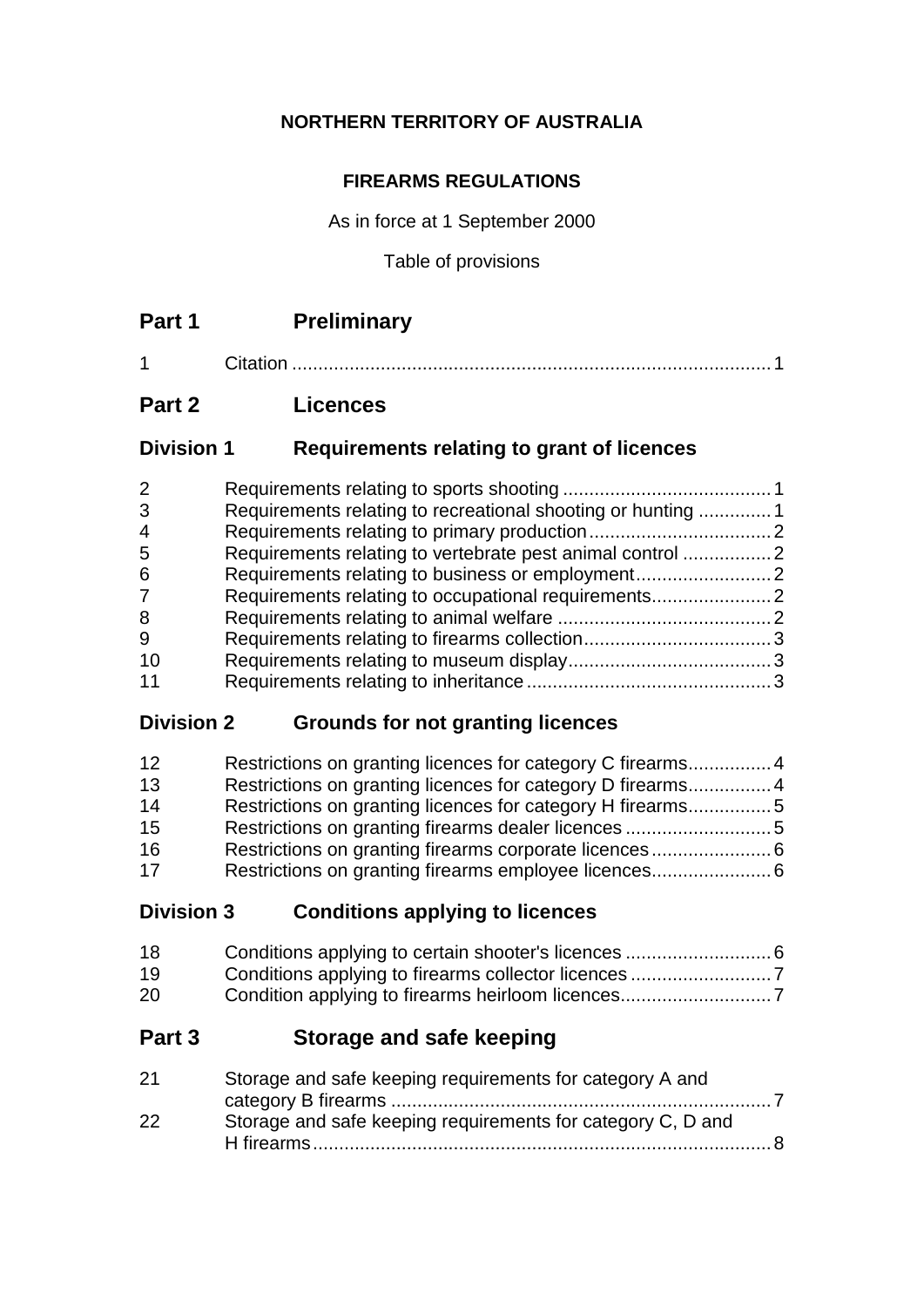**NORTHERN TERRITORY OF AUSTRALIA**

**FIREARMS REGULATIONS**

As in force at 1 September 2000

Table of provisions

## Part 1 Preliminary

1 Citation ........................................................................................... 1

## Part 2 Licences

### Division 1 Requirements relating to grant of licences

2 Requirements relating to sports shooting ........................................ 1
3 Requirements relating to recreational shooting or hunting .............. 1
4 Requirements relating to primary production ................................... 2
5 Requirements relating to vertebrate pest animal control ................. 2
6 Requirements relating to business or employment .......................... 2
7 Requirements relating to occupational requirements ....................... 2
8 Requirements relating to animal welfare ......................................... 2
9 Requirements relating to firearms collection .................................... 3
10 Requirements relating to museum display ....................................... 3
11 Requirements relating to inheritance ............................................... 3

### Division 2 Grounds for not granting licences

12 Restrictions on granting licences for category C firearms ................ 4
13 Restrictions on granting licences for category D firearms ................ 4
14 Restrictions on granting licences for category H firearms ................ 5
15 Restrictions on granting firearms dealer licences ............................ 5
16 Restrictions on granting firearms corporate licences ....................... 6
17 Restrictions on granting firearms employee licences ....................... 6

### Division 3 Conditions applying to licences

18 Conditions applying to certain shooter's licences ............................ 6
19 Conditions applying to firearms collector licences ........................... 7
20 Condition applying to firearms heirloom licences ............................. 7

## Part 3 Storage and safe keeping

21 Storage and safe keeping requirements for category A and category B firearms ......................................................................... 7
22 Storage and safe keeping requirements for category C, D and H firearms ........................................................................................ 8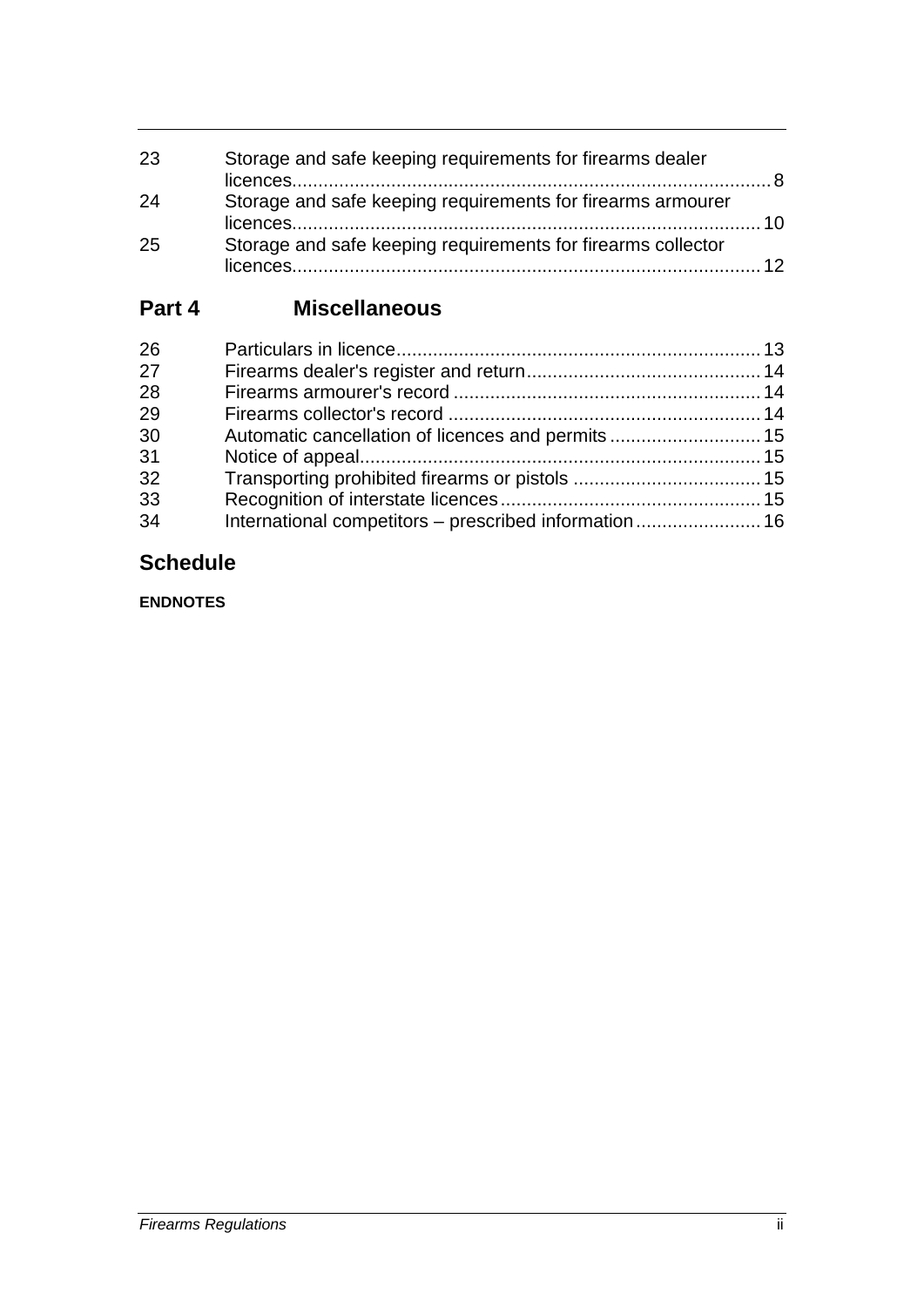| | | |
|---|---|---|
| 23 | Storage and safe keeping requirements for firearms dealer licences | 8 |
| 24 | Storage and safe keeping requirements for firearms armourer licences | 10 |
| 25 | Storage and safe keeping requirements for firearms collector licences | 12 |

## Part 4 Miscellaneous

| | | |
|---|---|---|
| 26 | Particulars in licence | 13 |
| 27 | Firearms dealer's register and return | 14 |
| 28 | Firearms armourer's record | 14 |
| 29 | Firearms collector's record | 14 |
| 30 | Automatic cancellation of licences and permits | 15 |
| 31 | Notice of appeal | 15 |
| 32 | Transporting prohibited firearms or pistols | 15 |
| 33 | Recognition of interstate licences | 15 |
| 34 | International competitors – prescribed information | 16 |

## Schedule

**ENDNOTES**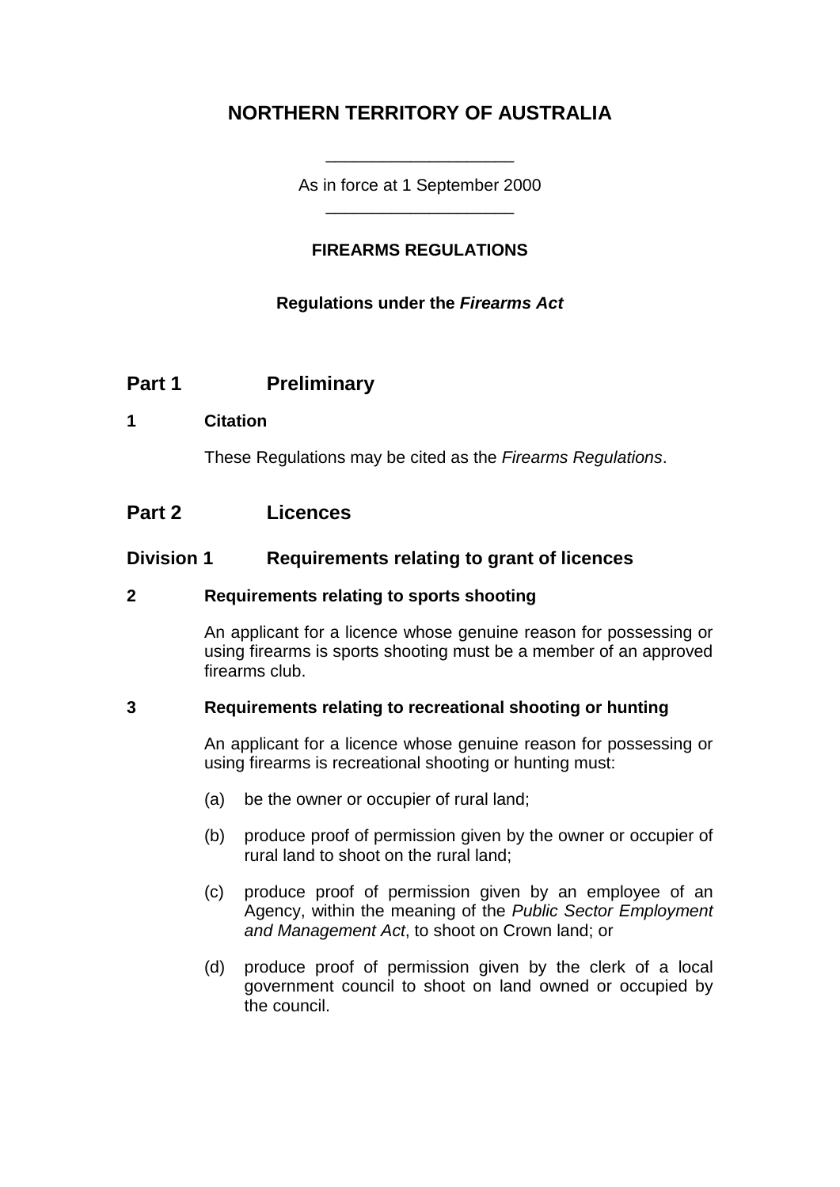# NORTHERN TERRITORY OF AUSTRALIA

As in force at 1 September 2000

## FIREARMS REGULATIONS

**Regulations under the *Firearms Act***

## Part 1 Preliminary

### 1 Citation

These Regulations may be cited as the *Firearms Regulations*.

## Part 2 Licences

### Division 1 Requirements relating to grant of licences

### 2 Requirements relating to sports shooting

An applicant for a licence whose genuine reason for possessing or using firearms is sports shooting must be a member of an approved firearms club.

### 3 Requirements relating to recreational shooting or hunting

An applicant for a licence whose genuine reason for possessing or using firearms is recreational shooting or hunting must:

(a) be the owner or occupier of rural land;

(b) produce proof of permission given by the owner or occupier of rural land to shoot on the rural land;

(c) produce proof of permission given by an employee of an Agency, within the meaning of the *Public Sector Employment and Management Act*, to shoot on Crown land; or

(d) produce proof of permission given by the clerk of a local government council to shoot on land owned or occupied by the council.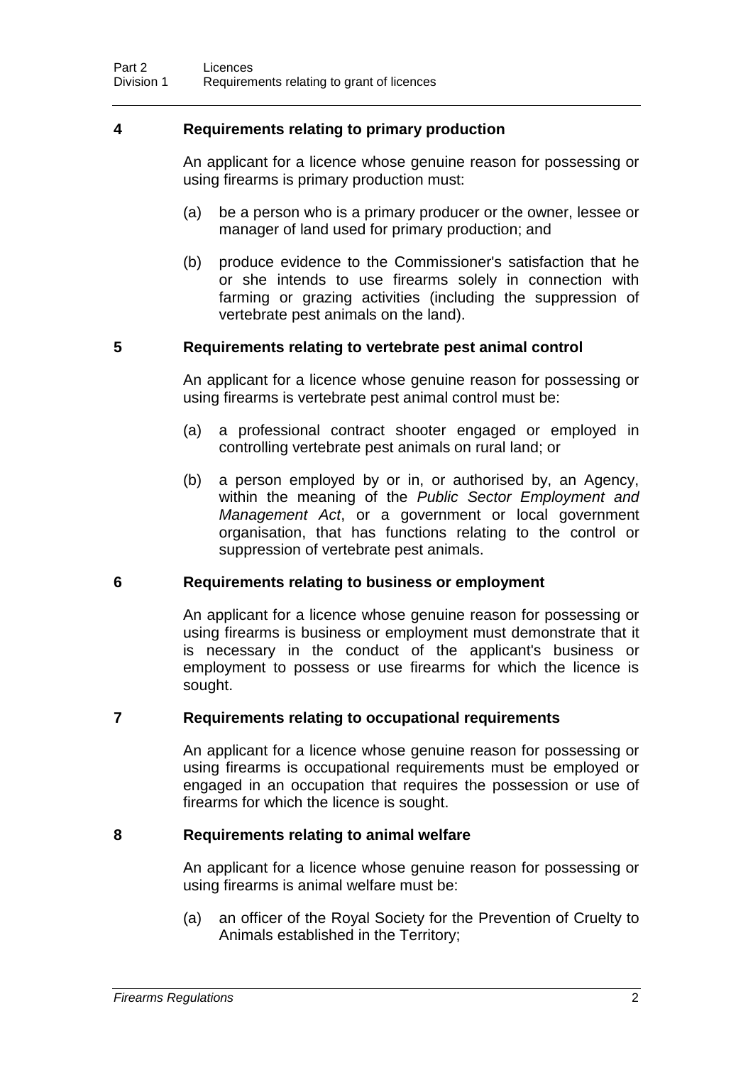## 4 Requirements relating to primary production

An applicant for a licence whose genuine reason for possessing or using firearms is primary production must:

(a) be a person who is a primary producer or the owner, lessee or manager of land used for primary production; and

(b) produce evidence to the Commissioner's satisfaction that he or she intends to use firearms solely in connection with farming or grazing activities (including the suppression of vertebrate pest animals on the land).

## 5 Requirements relating to vertebrate pest animal control

An applicant for a licence whose genuine reason for possessing or using firearms is vertebrate pest animal control must be:

(a) a professional contract shooter engaged or employed in controlling vertebrate pest animals on rural land; or

(b) a person employed by or in, or authorised by, an Agency, within the meaning of the *Public Sector Employment and Management Act*, or a government or local government organisation, that has functions relating to the control or suppression of vertebrate pest animals.

## 6 Requirements relating to business or employment

An applicant for a licence whose genuine reason for possessing or using firearms is business or employment must demonstrate that it is necessary in the conduct of the applicant's business or employment to possess or use firearms for which the licence is sought.

## 7 Requirements relating to occupational requirements

An applicant for a licence whose genuine reason for possessing or using firearms is occupational requirements must be employed or engaged in an occupation that requires the possession or use of firearms for which the licence is sought.

## 8 Requirements relating to animal welfare

An applicant for a licence whose genuine reason for possessing or using firearms is animal welfare must be:

(a) an officer of the Royal Society for the Prevention of Cruelty to Animals established in the Territory;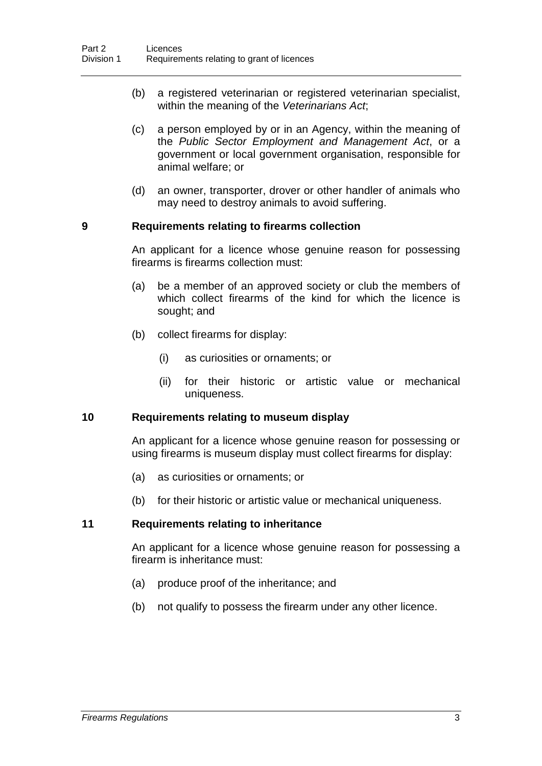(b) a registered veterinarian or registered veterinarian specialist, within the meaning of the *Veterinarians Act*;

(c) a person employed by or in an Agency, within the meaning of the *Public Sector Employment and Management Act*, or a government or local government organisation, responsible for animal welfare; or

(d) an owner, transporter, drover or other handler of animals who may need to destroy animals to avoid suffering.

### 9 Requirements relating to firearms collection

An applicant for a licence whose genuine reason for possessing firearms is firearms collection must:

(a) be a member of an approved society or club the members of which collect firearms of the kind for which the licence is sought; and

(b) collect firearms for display:

(i) as curiosities or ornaments; or

(ii) for their historic or artistic value or mechanical uniqueness.

### 10 Requirements relating to museum display

An applicant for a licence whose genuine reason for possessing or using firearms is museum display must collect firearms for display:

(a) as curiosities or ornaments; or

(b) for their historic or artistic value or mechanical uniqueness.

### 11 Requirements relating to inheritance

An applicant for a licence whose genuine reason for possessing a firearm is inheritance must:

(a) produce proof of the inheritance; and

(b) not qualify to possess the firearm under any other licence.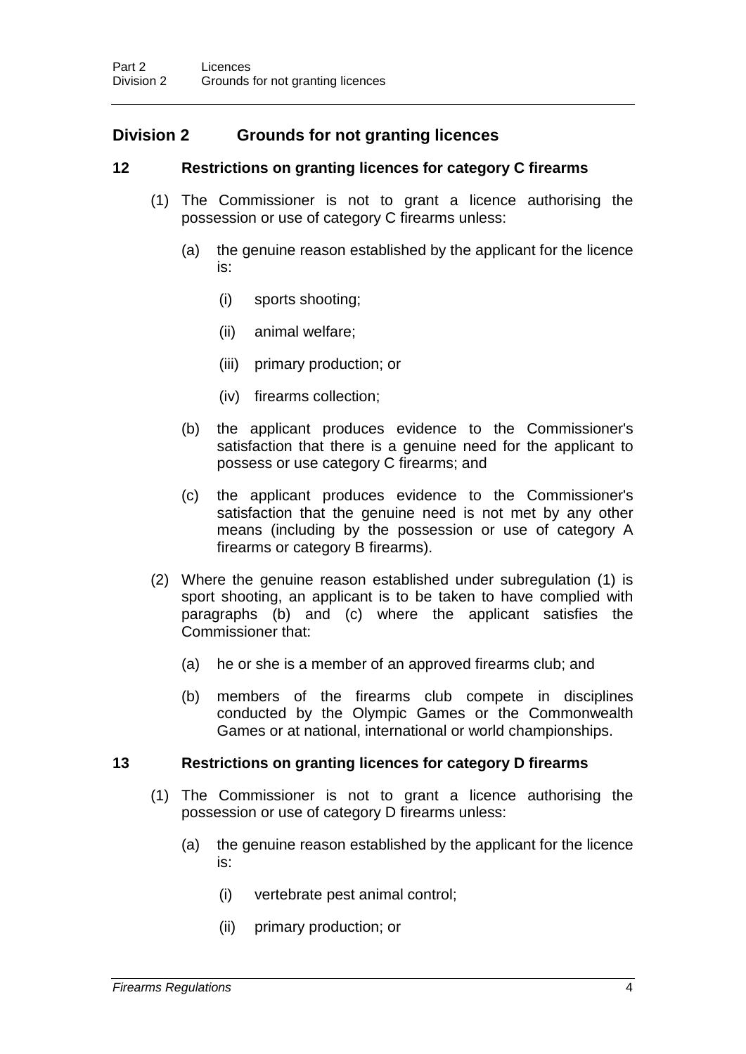## Division 2 Grounds for not granting licences

### 12 Restrictions on granting licences for category C firearms

(1) The Commissioner is not to grant a licence authorising the possession or use of category C firearms unless:

- (a) the genuine reason established by the applicant for the licence is:
  - (i) sports shooting;
  - (ii) animal welfare;
  - (iii) primary production; or
  - (iv) firearms collection;
- (b) the applicant produces evidence to the Commissioner's satisfaction that there is a genuine need for the applicant to possess or use category C firearms; and
- (c) the applicant produces evidence to the Commissioner's satisfaction that the genuine need is not met by any other means (including by the possession or use of category A firearms or category B firearms).

(2) Where the genuine reason established under subregulation (1) is sport shooting, an applicant is to be taken to have complied with paragraphs (b) and (c) where the applicant satisfies the Commissioner that:

- (a) he or she is a member of an approved firearms club; and
- (b) members of the firearms club compete in disciplines conducted by the Olympic Games or the Commonwealth Games or at national, international or world championships.

### 13 Restrictions on granting licences for category D firearms

(1) The Commissioner is not to grant a licence authorising the possession or use of category D firearms unless:

- (a) the genuine reason established by the applicant for the licence is:
  - (i) vertebrate pest animal control;
  - (ii) primary production; or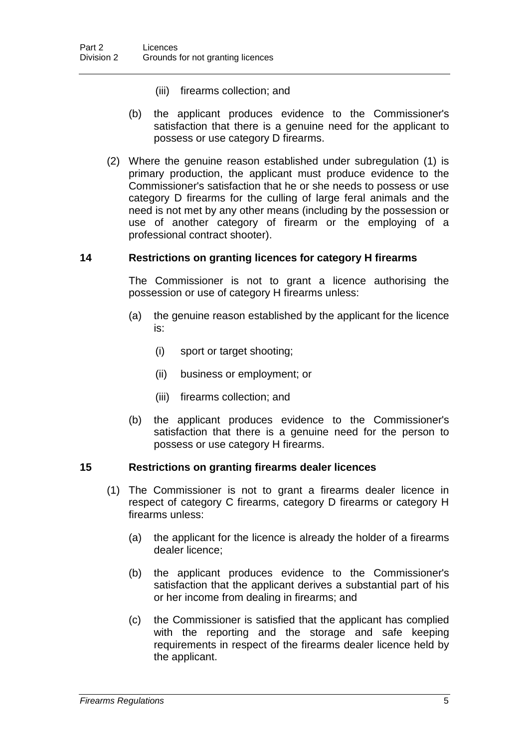(iii) firearms collection; and

(b) the applicant produces evidence to the Commissioner's satisfaction that there is a genuine need for the applicant to possess or use category D firearms.

(2) Where the genuine reason established under subregulation (1) is primary production, the applicant must produce evidence to the Commissioner's satisfaction that he or she needs to possess or use category D firearms for the culling of large feral animals and the need is not met by any other means (including by the possession or use of another category of firearm or the employing of a professional contract shooter).

### 14 Restrictions on granting licences for category H firearms

The Commissioner is not to grant a licence authorising the possession or use of category H firearms unless:

(a) the genuine reason established by the applicant for the licence is:

(i) sport or target shooting;

(ii) business or employment; or

(iii) firearms collection; and

(b) the applicant produces evidence to the Commissioner's satisfaction that there is a genuine need for the person to possess or use category H firearms.

### 15 Restrictions on granting firearms dealer licences

(1) The Commissioner is not to grant a firearms dealer licence in respect of category C firearms, category D firearms or category H firearms unless:

(a) the applicant for the licence is already the holder of a firearms dealer licence;

(b) the applicant produces evidence to the Commissioner's satisfaction that the applicant derives a substantial part of his or her income from dealing in firearms; and

(c) the Commissioner is satisfied that the applicant has complied with the reporting and the storage and safe keeping requirements in respect of the firearms dealer licence held by the applicant.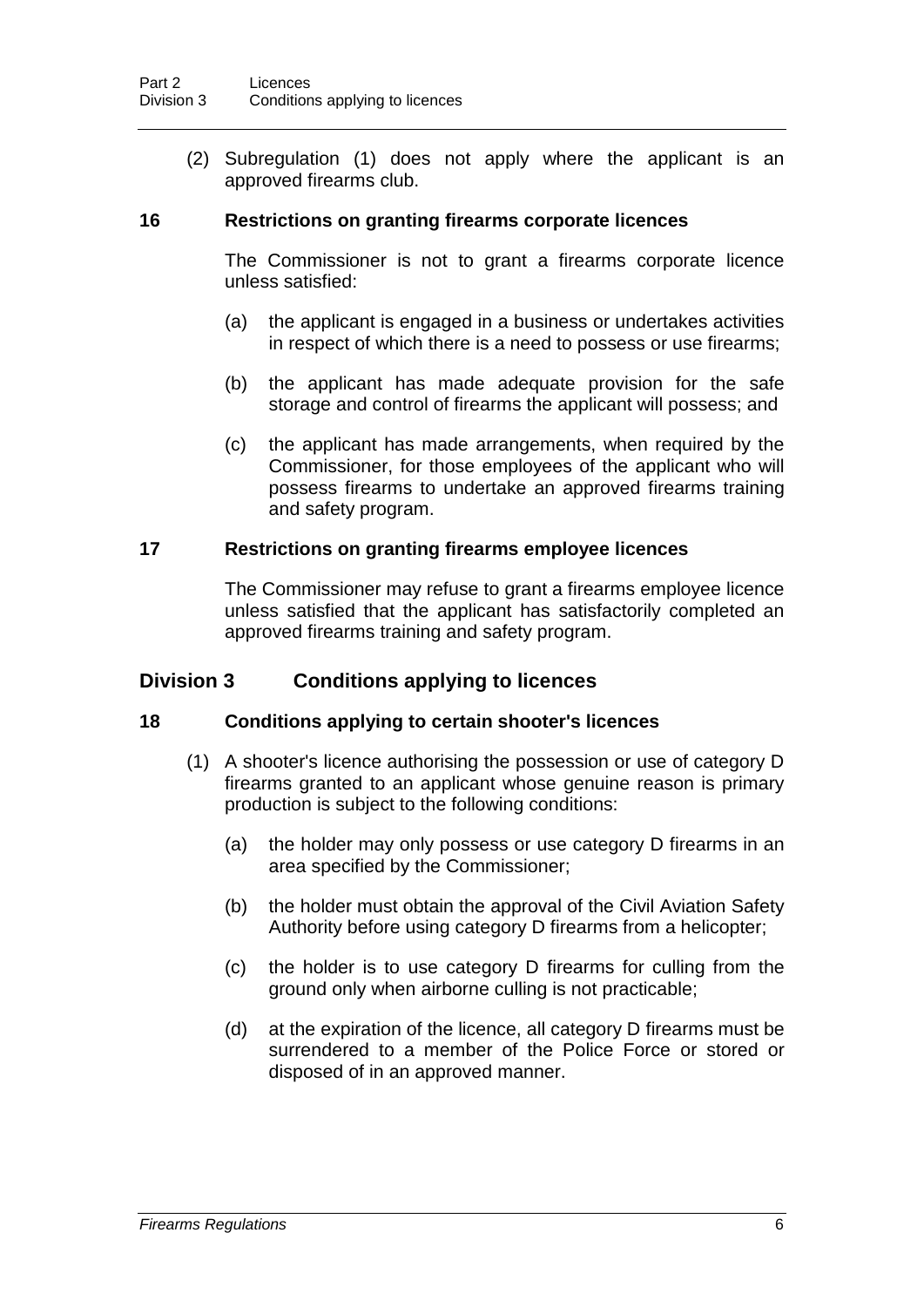(2) Subregulation (1) does not apply where the applicant is an approved firearms club.

### 16 Restrictions on granting firearms corporate licences

The Commissioner is not to grant a firearms corporate licence unless satisfied:

(a) the applicant is engaged in a business or undertakes activities in respect of which there is a need to possess or use firearms;

(b) the applicant has made adequate provision for the safe storage and control of firearms the applicant will possess; and

(c) the applicant has made arrangements, when required by the Commissioner, for those employees of the applicant who will possess firearms to undertake an approved firearms training and safety program.

### 17 Restrictions on granting firearms employee licences

The Commissioner may refuse to grant a firearms employee licence unless satisfied that the applicant has satisfactorily completed an approved firearms training and safety program.

## Division 3 Conditions applying to licences

### 18 Conditions applying to certain shooter's licences

(1) A shooter's licence authorising the possession or use of category D firearms granted to an applicant whose genuine reason is primary production is subject to the following conditions:

(a) the holder may only possess or use category D firearms in an area specified by the Commissioner;

(b) the holder must obtain the approval of the Civil Aviation Safety Authority before using category D firearms from a helicopter;

(c) the holder is to use category D firearms for culling from the ground only when airborne culling is not practicable;

(d) at the expiration of the licence, all category D firearms must be surrendered to a member of the Police Force or stored or disposed of in an approved manner.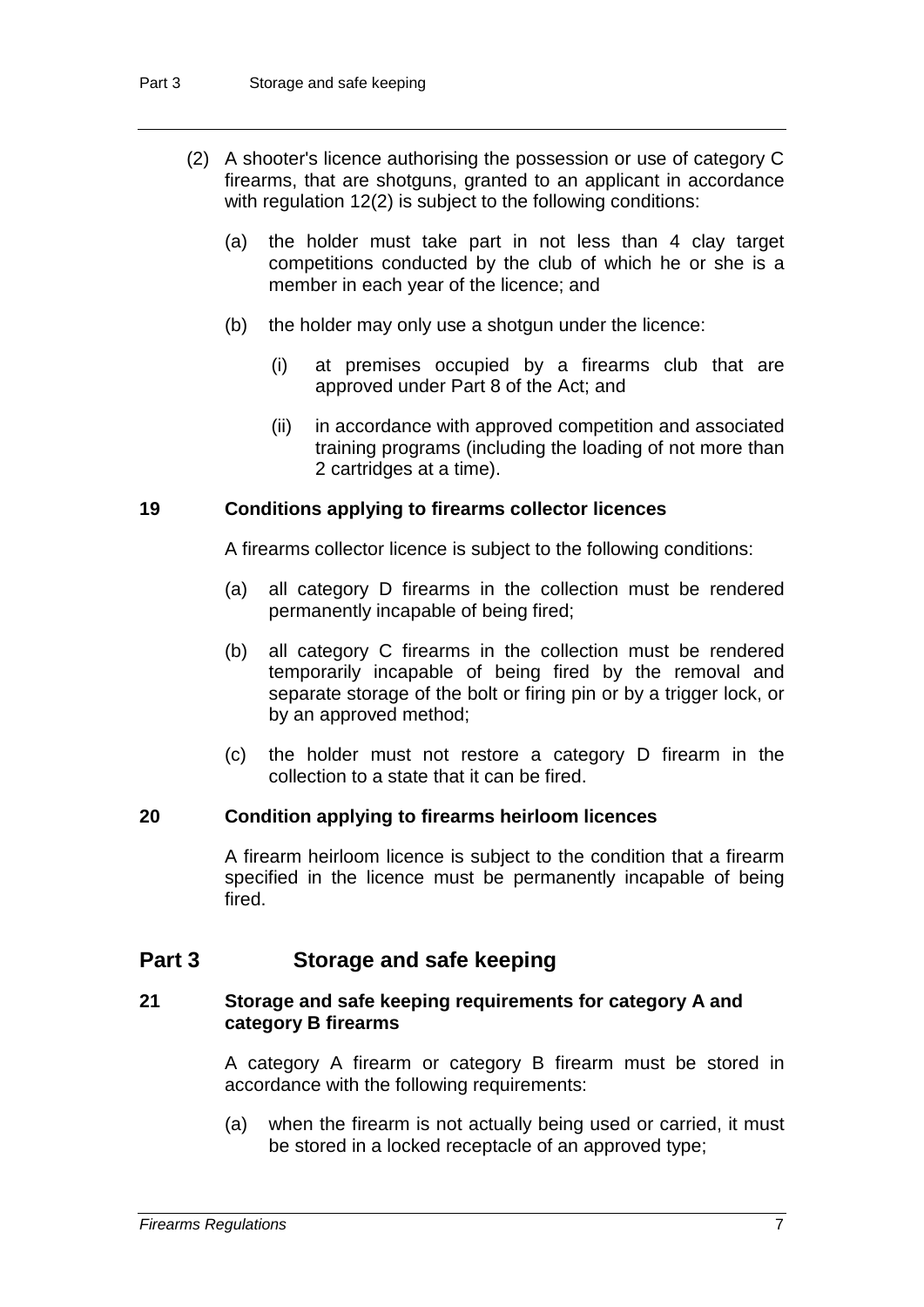(2) A shooter's licence authorising the possession or use of category C firearms, that are shotguns, granted to an applicant in accordance with regulation 12(2) is subject to the following conditions:

(a) the holder must take part in not less than 4 clay target competitions conducted by the club of which he or she is a member in each year of the licence; and

(b) the holder may only use a shotgun under the licence:

(i) at premises occupied by a firearms club that are approved under Part 8 of the Act; and

(ii) in accordance with approved competition and associated training programs (including the loading of not more than 2 cartridges at a time).

### 19 Conditions applying to firearms collector licences

A firearms collector licence is subject to the following conditions:

(a) all category D firearms in the collection must be rendered permanently incapable of being fired;

(b) all category C firearms in the collection must be rendered temporarily incapable of being fired by the removal and separate storage of the bolt or firing pin or by a trigger lock, or by an approved method;

(c) the holder must not restore a category D firearm in the collection to a state that it can be fired.

### 20 Condition applying to firearms heirloom licences

A firearm heirloom licence is subject to the condition that a firearm specified in the licence must be permanently incapable of being fired.

## Part 3 Storage and safe keeping

### 21 Storage and safe keeping requirements for category A and category B firearms

A category A firearm or category B firearm must be stored in accordance with the following requirements:

(a) when the firearm is not actually being used or carried, it must be stored in a locked receptacle of an approved type;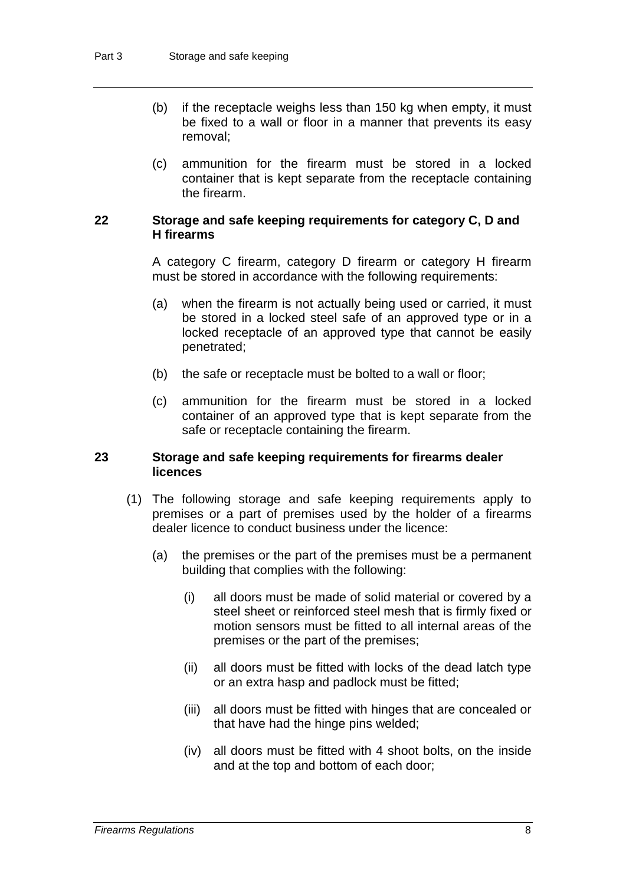(b) if the receptacle weighs less than 150 kg when empty, it must be fixed to a wall or floor in a manner that prevents its easy removal;

(c) ammunition for the firearm must be stored in a locked container that is kept separate from the receptacle containing the firearm.

### 22 Storage and safe keeping requirements for category C, D and H firearms

A category C firearm, category D firearm or category H firearm must be stored in accordance with the following requirements:

(a) when the firearm is not actually being used or carried, it must be stored in a locked steel safe of an approved type or in a locked receptacle of an approved type that cannot be easily penetrated;

(b) the safe or receptacle must be bolted to a wall or floor;

(c) ammunition for the firearm must be stored in a locked container of an approved type that is kept separate from the safe or receptacle containing the firearm.

### 23 Storage and safe keeping requirements for firearms dealer licences

(1) The following storage and safe keeping requirements apply to premises or a part of premises used by the holder of a firearms dealer licence to conduct business under the licence:

(a) the premises or the part of the premises must be a permanent building that complies with the following:

(i) all doors must be made of solid material or covered by a steel sheet or reinforced steel mesh that is firmly fixed or motion sensors must be fitted to all internal areas of the premises or the part of the premises;

(ii) all doors must be fitted with locks of the dead latch type or an extra hasp and padlock must be fitted;

(iii) all doors must be fitted with hinges that are concealed or that have had the hinge pins welded;

(iv) all doors must be fitted with 4 shoot bolts, on the inside and at the top and bottom of each door;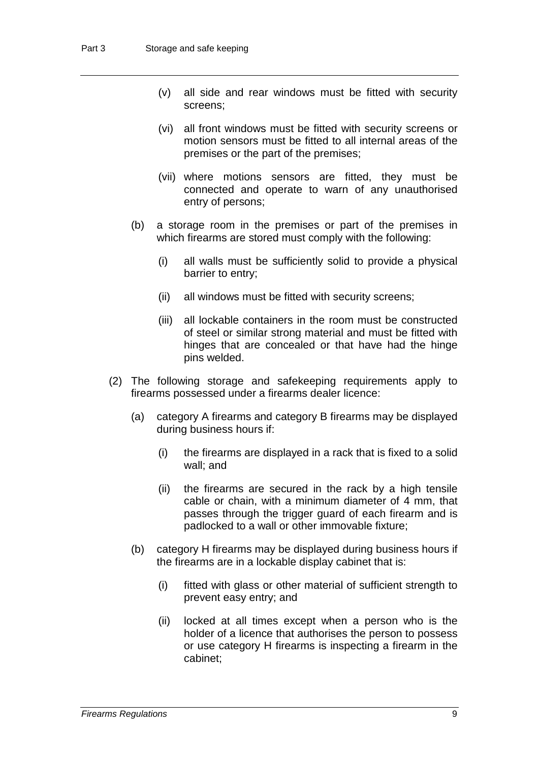(v) all side and rear windows must be fitted with security screens;

(vi) all front windows must be fitted with security screens or motion sensors must be fitted to all internal areas of the premises or the part of the premises;

(vii) where motions sensors are fitted, they must be connected and operate to warn of any unauthorised entry of persons;

(b) a storage room in the premises or part of the premises in which firearms are stored must comply with the following:

(i) all walls must be sufficiently solid to provide a physical barrier to entry;

(ii) all windows must be fitted with security screens;

(iii) all lockable containers in the room must be constructed of steel or similar strong material and must be fitted with hinges that are concealed or that have had the hinge pins welded.

(2) The following storage and safekeeping requirements apply to firearms possessed under a firearms dealer licence:

(a) category A firearms and category B firearms may be displayed during business hours if:

(i) the firearms are displayed in a rack that is fixed to a solid wall; and

(ii) the firearms are secured in the rack by a high tensile cable or chain, with a minimum diameter of 4 mm, that passes through the trigger guard of each firearm and is padlocked to a wall or other immovable fixture;

(b) category H firearms may be displayed during business hours if the firearms are in a lockable display cabinet that is:

(i) fitted with glass or other material of sufficient strength to prevent easy entry; and

(ii) locked at all times except when a person who is the holder of a licence that authorises the person to possess or use category H firearms is inspecting a firearm in the cabinet;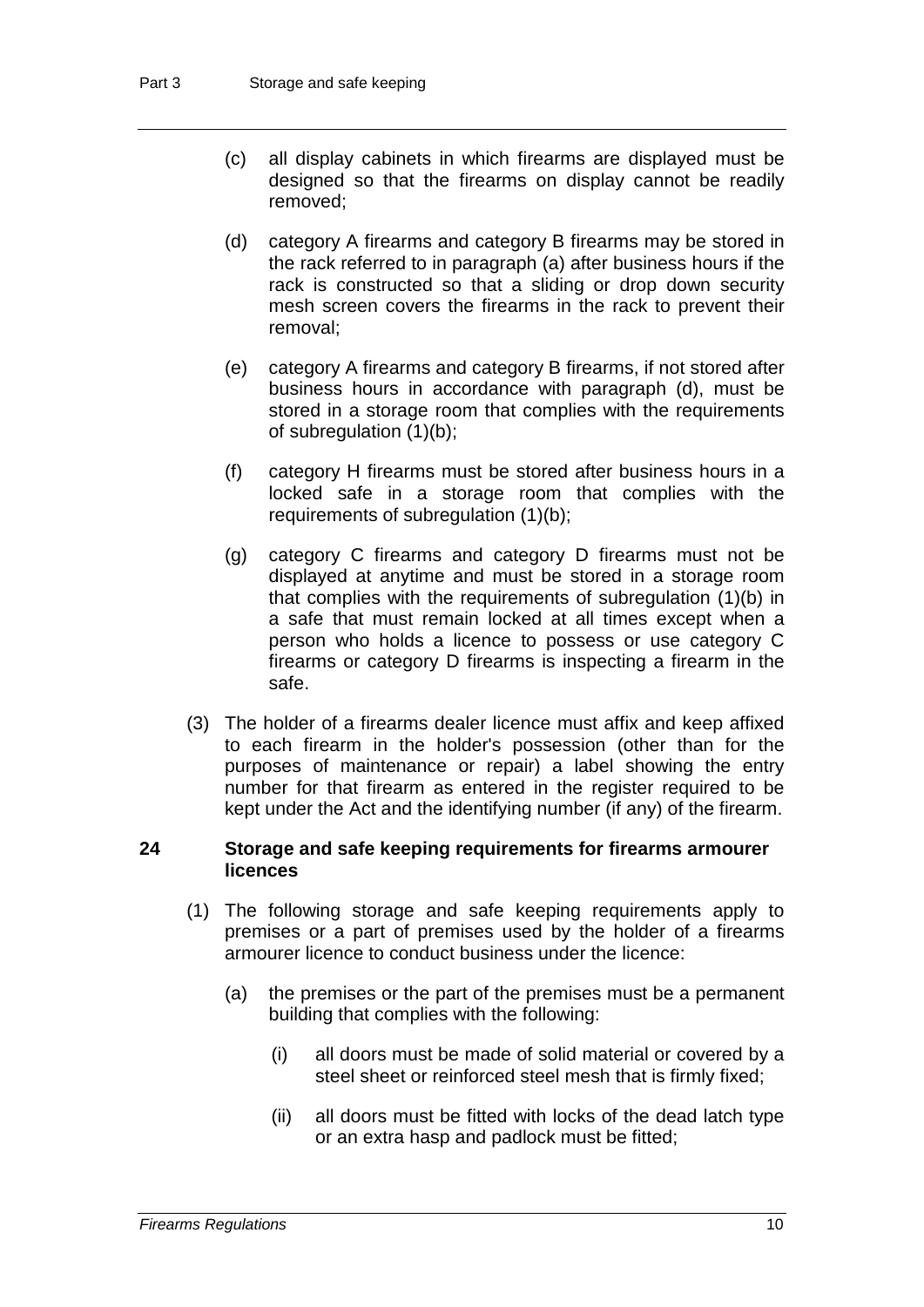(c) all display cabinets in which firearms are displayed must be designed so that the firearms on display cannot be readily removed;

(d) category A firearms and category B firearms may be stored in the rack referred to in paragraph (a) after business hours if the rack is constructed so that a sliding or drop down security mesh screen covers the firearms in the rack to prevent their removal;

(e) category A firearms and category B firearms, if not stored after business hours in accordance with paragraph (d), must be stored in a storage room that complies with the requirements of subregulation (1)(b);

(f) category H firearms must be stored after business hours in a locked safe in a storage room that complies with the requirements of subregulation (1)(b);

(g) category C firearms and category D firearms must not be displayed at anytime and must be stored in a storage room that complies with the requirements of subregulation (1)(b) in a safe that must remain locked at all times except when a person who holds a licence to possess or use category C firearms or category D firearms is inspecting a firearm in the safe.

(3) The holder of a firearms dealer licence must affix and keep affixed to each firearm in the holder's possession (other than for the purposes of maintenance or repair) a label showing the entry number for that firearm as entered in the register required to be kept under the Act and the identifying number (if any) of the firearm.

### 24 Storage and safe keeping requirements for firearms armourer licences

(1) The following storage and safe keeping requirements apply to premises or a part of premises used by the holder of a firearms armourer licence to conduct business under the licence:

(a) the premises or the part of the premises must be a permanent building that complies with the following:

(i) all doors must be made of solid material or covered by a steel sheet or reinforced steel mesh that is firmly fixed;

(ii) all doors must be fitted with locks of the dead latch type or an extra hasp and padlock must be fitted;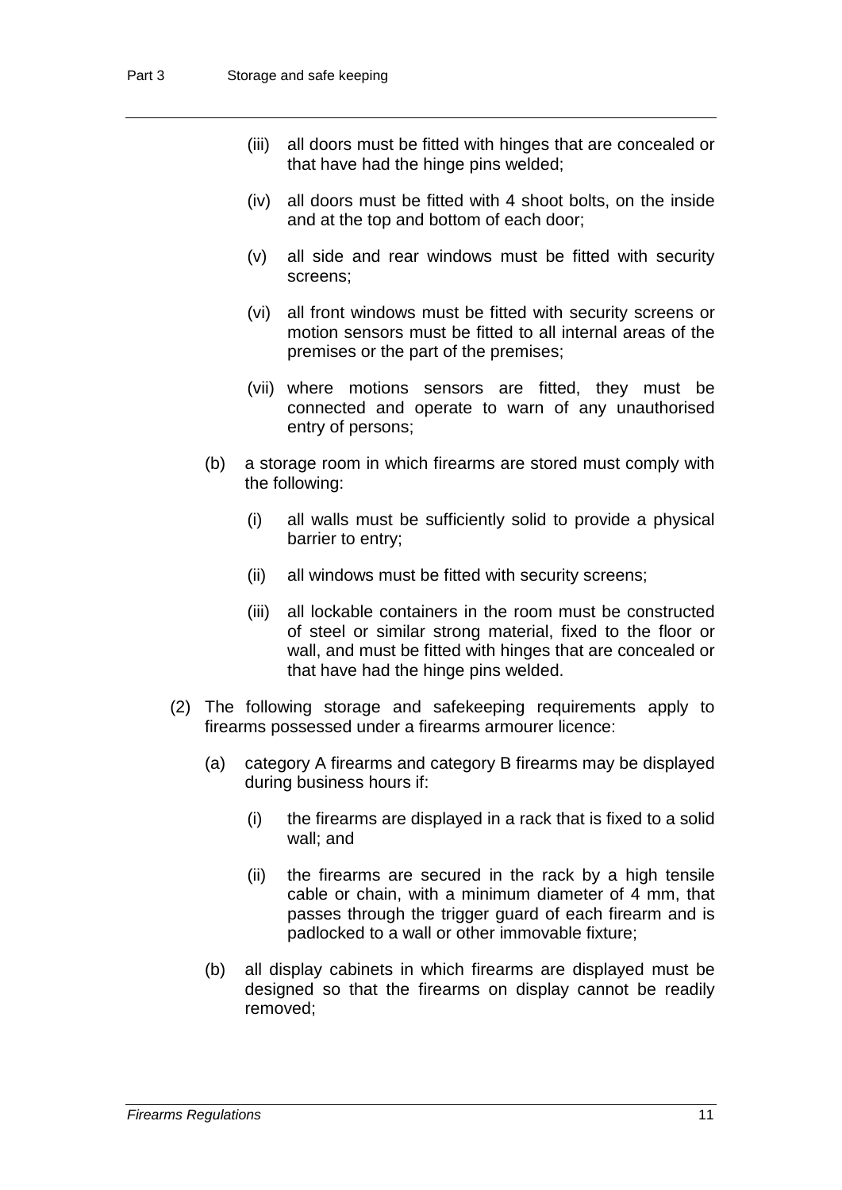(iii) all doors must be fitted with hinges that are concealed or that have had the hinge pins welded;

(iv) all doors must be fitted with 4 shoot bolts, on the inside and at the top and bottom of each door;

(v) all side and rear windows must be fitted with security screens;

(vi) all front windows must be fitted with security screens or motion sensors must be fitted to all internal areas of the premises or the part of the premises;

(vii) where motions sensors are fitted, they must be connected and operate to warn of any unauthorised entry of persons;

(b) a storage room in which firearms are stored must comply with the following:

(i) all walls must be sufficiently solid to provide a physical barrier to entry;

(ii) all windows must be fitted with security screens;

(iii) all lockable containers in the room must be constructed of steel or similar strong material, fixed to the floor or wall, and must be fitted with hinges that are concealed or that have had the hinge pins welded.

(2) The following storage and safekeeping requirements apply to firearms possessed under a firearms armourer licence:

(a) category A firearms and category B firearms may be displayed during business hours if:

(i) the firearms are displayed in a rack that is fixed to a solid wall; and

(ii) the firearms are secured in the rack by a high tensile cable or chain, with a minimum diameter of 4 mm, that passes through the trigger guard of each firearm and is padlocked to a wall or other immovable fixture;

(b) all display cabinets in which firearms are displayed must be designed so that the firearms on display cannot be readily removed;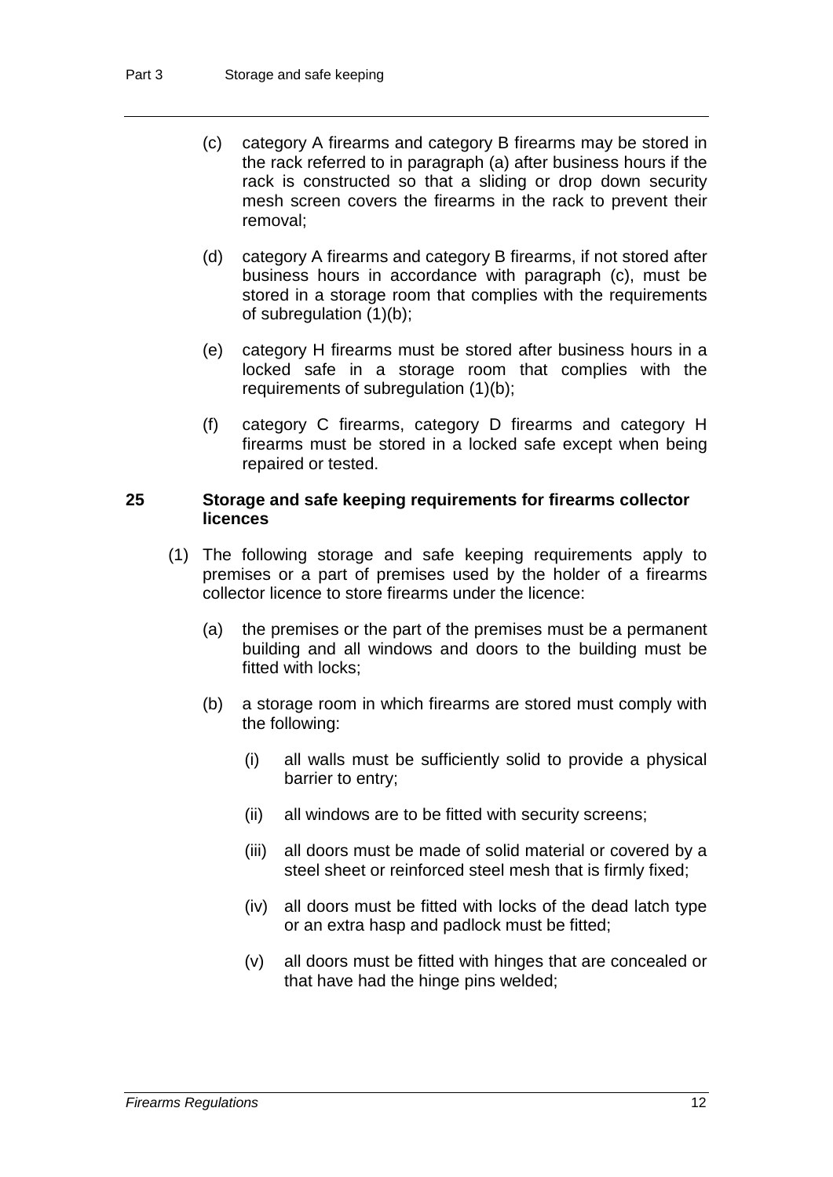(c) category A firearms and category B firearms may be stored in the rack referred to in paragraph (a) after business hours if the rack is constructed so that a sliding or drop down security mesh screen covers the firearms in the rack to prevent their removal;

(d) category A firearms and category B firearms, if not stored after business hours in accordance with paragraph (c), must be stored in a storage room that complies with the requirements of subregulation (1)(b);

(e) category H firearms must be stored after business hours in a locked safe in a storage room that complies with the requirements of subregulation (1)(b);

(f) category C firearms, category D firearms and category H firearms must be stored in a locked safe except when being repaired or tested.

### 25 Storage and safe keeping requirements for firearms collector licences

(1) The following storage and safe keeping requirements apply to premises or a part of premises used by the holder of a firearms collector licence to store firearms under the licence:

(a) the premises or the part of the premises must be a permanent building and all windows and doors to the building must be fitted with locks;

(b) a storage room in which firearms are stored must comply with the following:

(i) all walls must be sufficiently solid to provide a physical barrier to entry;

(ii) all windows are to be fitted with security screens;

(iii) all doors must be made of solid material or covered by a steel sheet or reinforced steel mesh that is firmly fixed;

(iv) all doors must be fitted with locks of the dead latch type or an extra hasp and padlock must be fitted;

(v) all doors must be fitted with hinges that are concealed or that have had the hinge pins welded;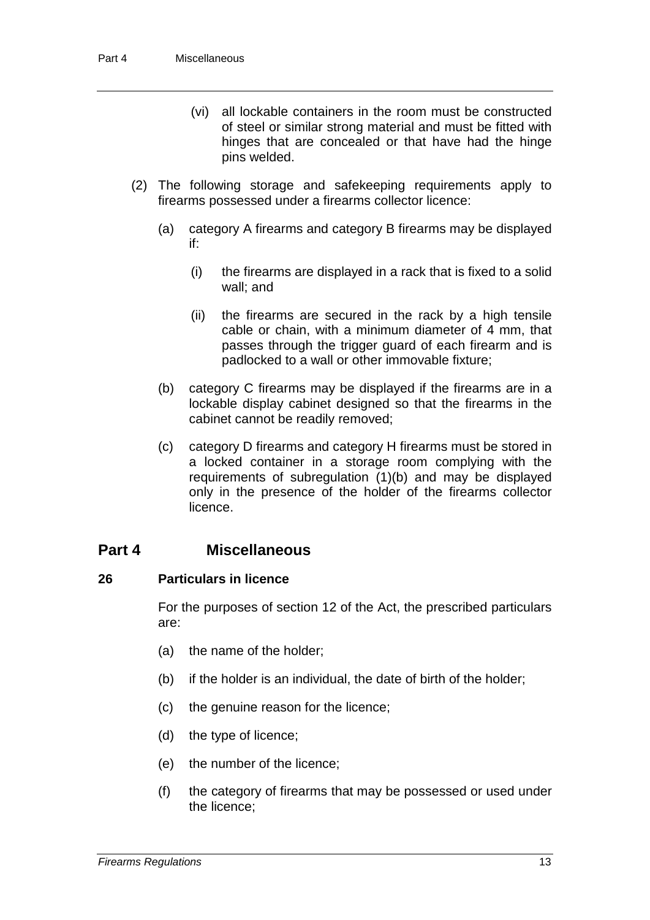(vi) all lockable containers in the room must be constructed of steel or similar strong material and must be fitted with hinges that are concealed or that have had the hinge pins welded.

(2) The following storage and safekeeping requirements apply to firearms possessed under a firearms collector licence:

(a) category A firearms and category B firearms may be displayed if:

(i) the firearms are displayed in a rack that is fixed to a solid wall; and

(ii) the firearms are secured in the rack by a high tensile cable or chain, with a minimum diameter of 4 mm, that passes through the trigger guard of each firearm and is padlocked to a wall or other immovable fixture;

(b) category C firearms may be displayed if the firearms are in a lockable display cabinet designed so that the firearms in the cabinet cannot be readily removed;

(c) category D firearms and category H firearms must be stored in a locked container in a storage room complying with the requirements of subregulation (1)(b) and may be displayed only in the presence of the holder of the firearms collector licence.

## Part 4 Miscellaneous

### 26 Particulars in licence

For the purposes of section 12 of the Act, the prescribed particulars are:

(a) the name of the holder;

(b) if the holder is an individual, the date of birth of the holder;

(c) the genuine reason for the licence;

(d) the type of licence;

(e) the number of the licence;

(f) the category of firearms that may be possessed or used under the licence;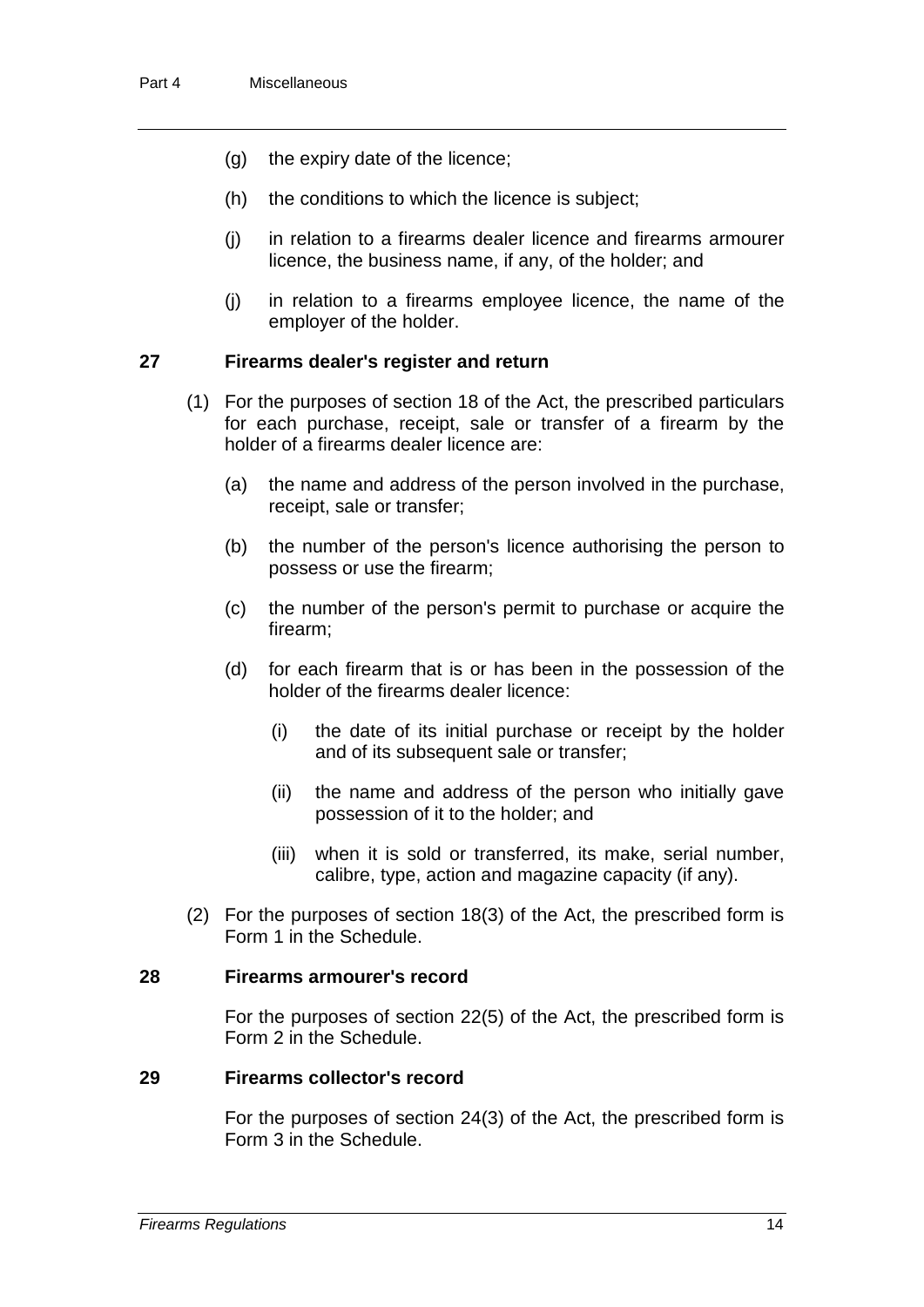(g) the expiry date of the licence;

(h) the conditions to which the licence is subject;

(j) in relation to a firearms dealer licence and firearms armourer licence, the business name, if any, of the holder; and

(j) in relation to a firearms employee licence, the name of the employer of the holder.

## 27 Firearms dealer's register and return

(1) For the purposes of section 18 of the Act, the prescribed particulars for each purchase, receipt, sale or transfer of a firearm by the holder of a firearms dealer licence are:

(a) the name and address of the person involved in the purchase, receipt, sale or transfer;

(b) the number of the person's licence authorising the person to possess or use the firearm;

(c) the number of the person's permit to purchase or acquire the firearm;

(d) for each firearm that is or has been in the possession of the holder of the firearms dealer licence:

(i) the date of its initial purchase or receipt by the holder and of its subsequent sale or transfer;

(ii) the name and address of the person who initially gave possession of it to the holder; and

(iii) when it is sold or transferred, its make, serial number, calibre, type, action and magazine capacity (if any).

(2) For the purposes of section 18(3) of the Act, the prescribed form is Form 1 in the Schedule.

## 28 Firearms armourer's record

For the purposes of section 22(5) of the Act, the prescribed form is Form 2 in the Schedule.

## 29 Firearms collector's record

For the purposes of section 24(3) of the Act, the prescribed form is Form 3 in the Schedule.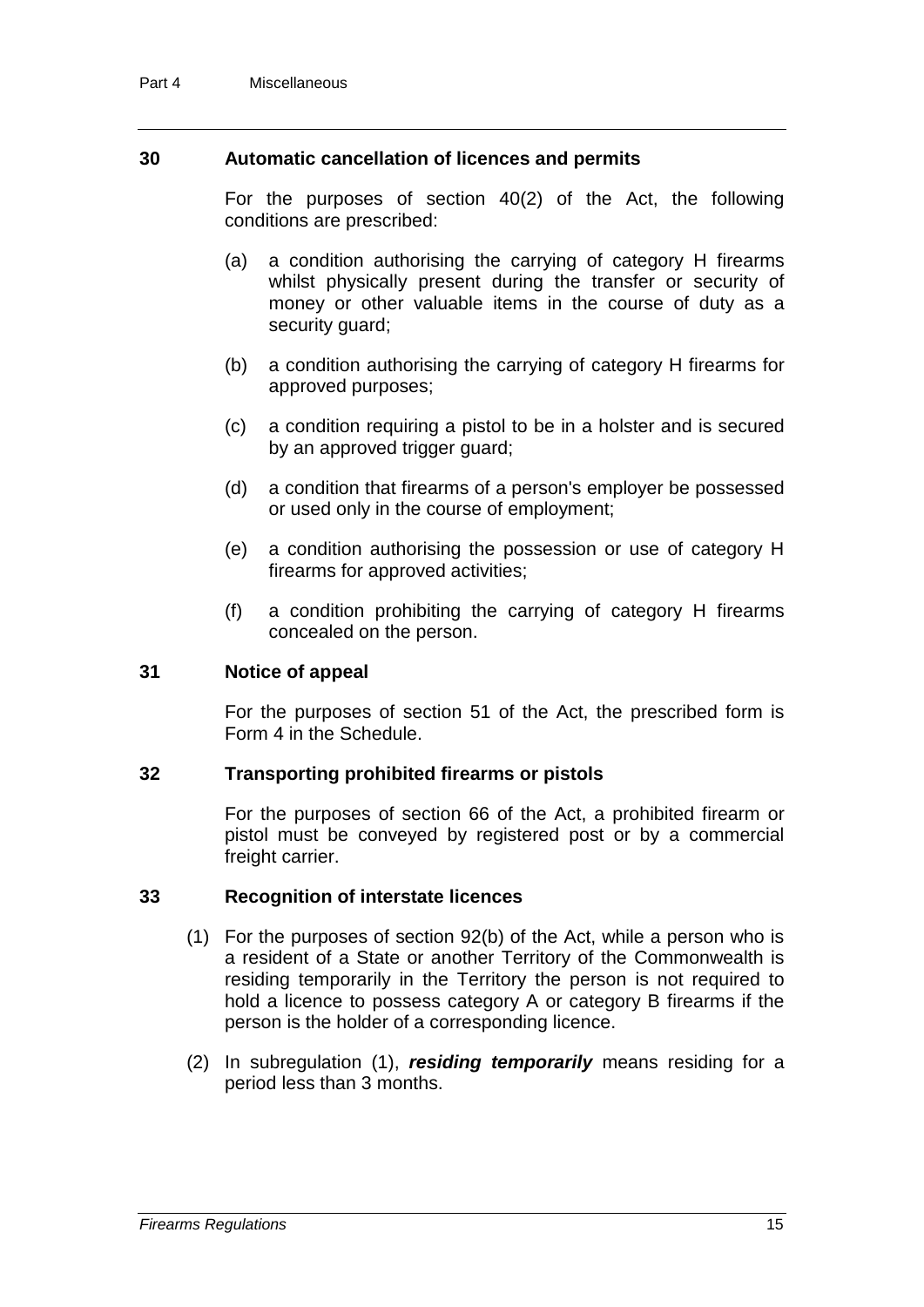### 30 Automatic cancellation of licences and permits

For the purposes of section 40(2) of the Act, the following conditions are prescribed:

(a) a condition authorising the carrying of category H firearms whilst physically present during the transfer or security of money or other valuable items in the course of duty as a security guard;

(b) a condition authorising the carrying of category H firearms for approved purposes;

(c) a condition requiring a pistol to be in a holster and is secured by an approved trigger guard;

(d) a condition that firearms of a person's employer be possessed or used only in the course of employment;

(e) a condition authorising the possession or use of category H firearms for approved activities;

(f) a condition prohibiting the carrying of category H firearms concealed on the person.

### 31 Notice of appeal

For the purposes of section 51 of the Act, the prescribed form is Form 4 in the Schedule.

### 32 Transporting prohibited firearms or pistols

For the purposes of section 66 of the Act, a prohibited firearm or pistol must be conveyed by registered post or by a commercial freight carrier.

### 33 Recognition of interstate licences

(1) For the purposes of section 92(b) of the Act, while a person who is a resident of a State or another Territory of the Commonwealth is residing temporarily in the Territory the person is not required to hold a licence to possess category A or category B firearms if the person is the holder of a corresponding licence.

(2) In subregulation (1), ***residing temporarily*** means residing for a period less than 3 months.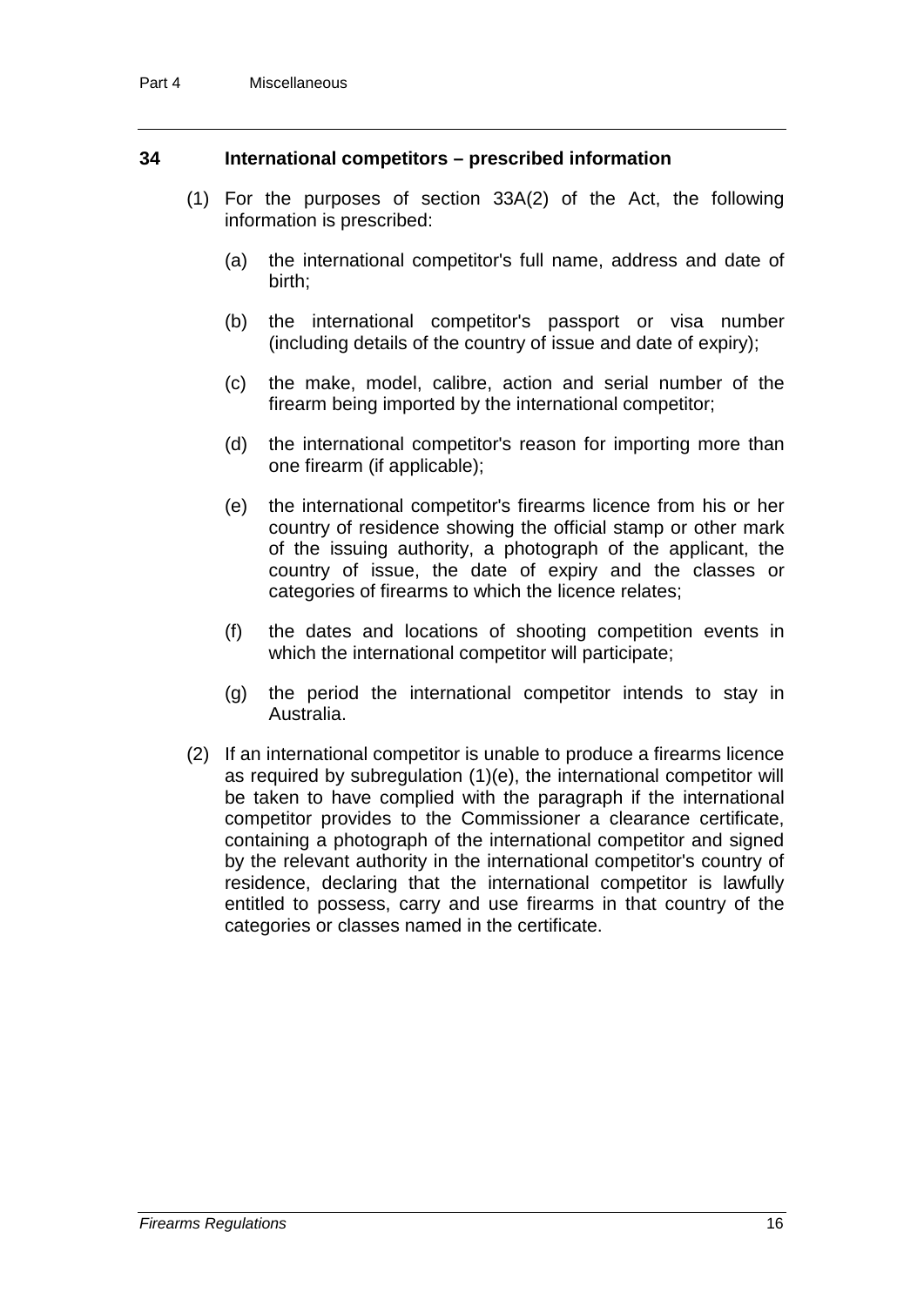## 34 International competitors – prescribed information

(1) For the purposes of section 33A(2) of the Act, the following information is prescribed:

(a) the international competitor's full name, address and date of birth;

(b) the international competitor's passport or visa number (including details of the country of issue and date of expiry);

(c) the make, model, calibre, action and serial number of the firearm being imported by the international competitor;

(d) the international competitor's reason for importing more than one firearm (if applicable);

(e) the international competitor's firearms licence from his or her country of residence showing the official stamp or other mark of the issuing authority, a photograph of the applicant, the country of issue, the date of expiry and the classes or categories of firearms to which the licence relates;

(f) the dates and locations of shooting competition events in which the international competitor will participate;

(g) the period the international competitor intends to stay in Australia.

(2) If an international competitor is unable to produce a firearms licence as required by subregulation (1)(e), the international competitor will be taken to have complied with the paragraph if the international competitor provides to the Commissioner a clearance certificate, containing a photograph of the international competitor and signed by the relevant authority in the international competitor's country of residence, declaring that the international competitor is lawfully entitled to possess, carry and use firearms in that country of the categories or classes named in the certificate.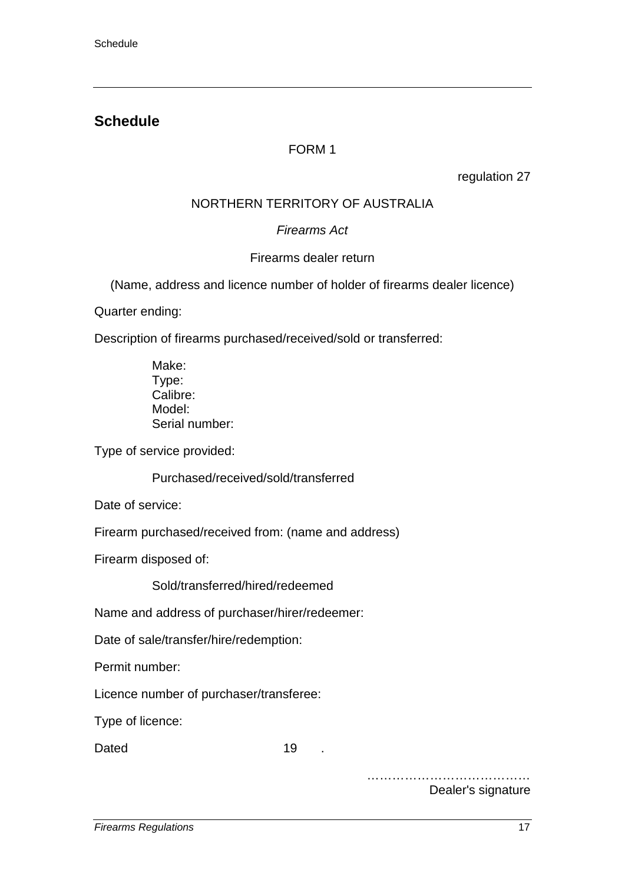## Schedule

FORM 1

regulation 27

NORTHERN TERRITORY OF AUSTRALIA

*Firearms Act*

Firearms dealer return

(Name, address and licence number of holder of firearms dealer licence)

Quarter ending:

Description of firearms purchased/received/sold or transferred:

Make:
Type:
Calibre:
Model:
Serial number:

Type of service provided:

Purchased/received/sold/transferred

Date of service:

Firearm purchased/received from: (name and address)

Firearm disposed of:

Sold/transferred/hired/redeemed

Name and address of purchaser/hirer/redeemer:

Date of sale/transfer/hire/redemption:

Permit number:

Licence number of purchaser/transferee:

Type of licence:

Dated                                19      .

…………………………………
Dealer's signature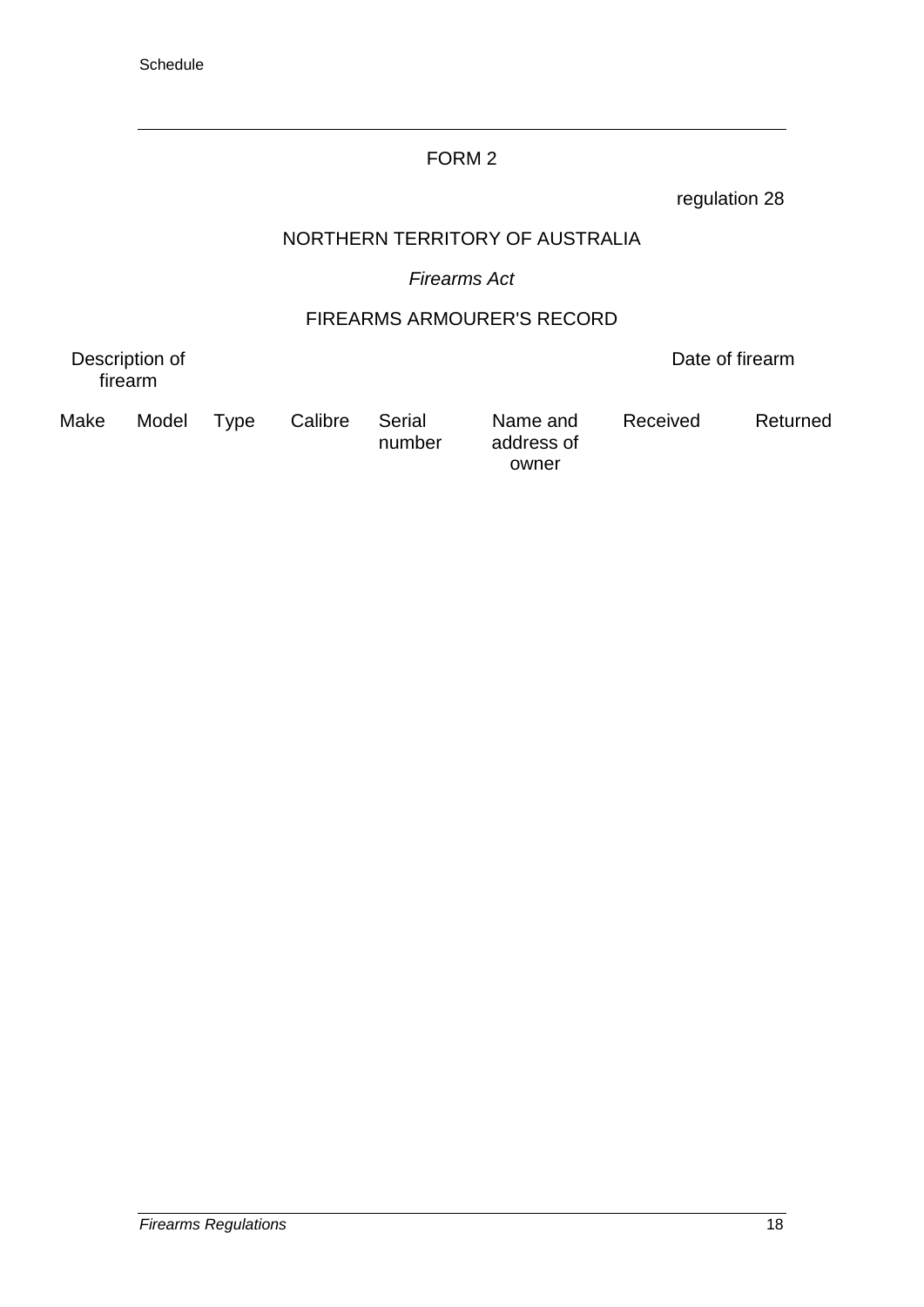## FORM 2

regulation 28

NORTHERN TERRITORY OF AUSTRALIA

*Firearms Act*

FIREARMS ARMOURER'S RECORD

| Description of firearm | | | | | | Date of firearm | |
|---|---|---|---|---|---|---|---|
| Make | Model | Type | Calibre | Serial number | Name and address of owner | Received | Returned |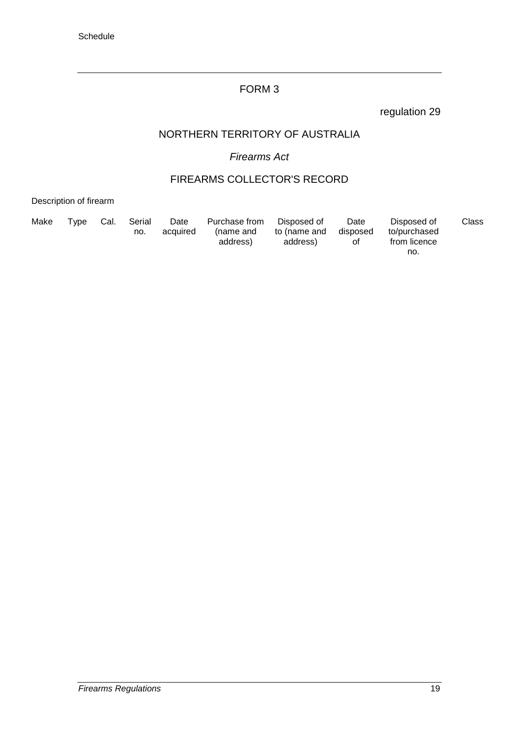## FORM 3

regulation 29

NORTHERN TERRITORY OF AUSTRALIA

*Firearms Act*

FIREARMS COLLECTOR'S RECORD

Description of firearm

| Make | Type | Cal. | Serial no. | Date acquired | Purchase from (name and address) | Disposed of to (name and address) | Date disposed of | Disposed of to/purchased from licence no. | Class |
|---|---|---|---|---|---|---|---|---|---|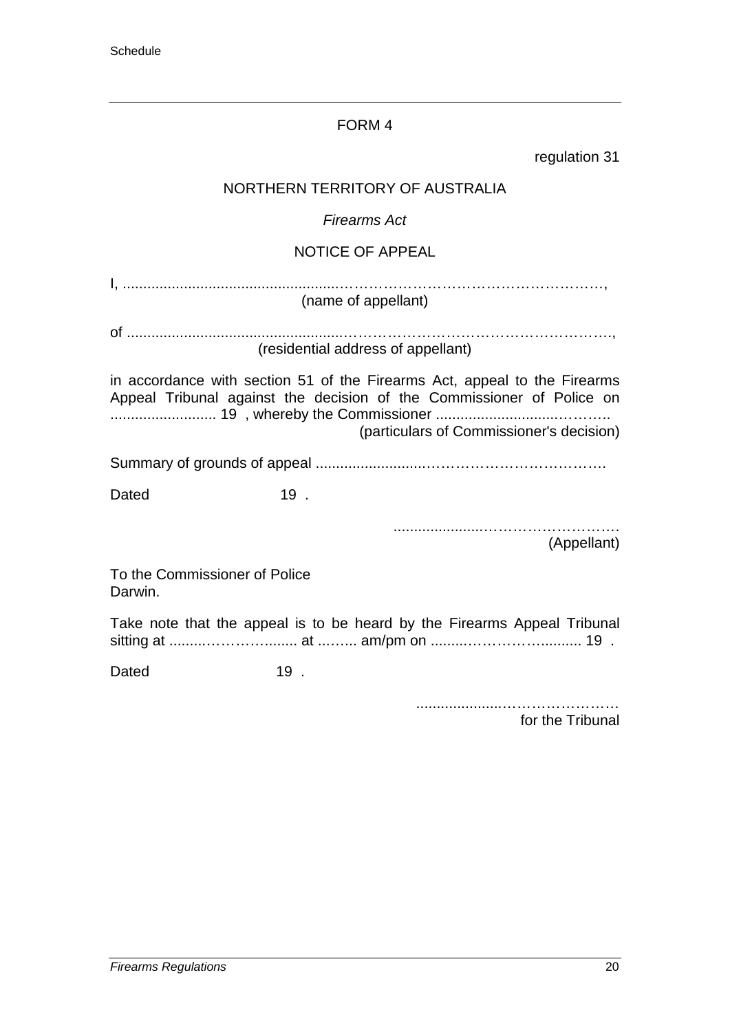FORM 4

regulation 31

NORTHERN TERRITORY OF AUSTRALIA

*Firearms Act*

NOTICE OF APPEAL

I, ......................................................................................................,
(name of appellant)

of ......................................................................................................,
(residential address of appellant)

in accordance with section 51 of the Firearms Act, appeal to the Firearms Appeal Tribunal against the decision of the Commissioner of Police on .......................... 19 , whereby the Commissioner ......................................
(particulars of Commissioner's decision)

Summary of grounds of appeal ..........................................................

Dated 19 .

..................................................
(Appellant)

To the Commissioner of Police
Darwin.

Take note that the appeal is to be heard by the Firearms Appeal Tribunal sitting at ............................ at .......... am/pm on .................................. 19 .

Dated 19 .

..............................................
for the Tribunal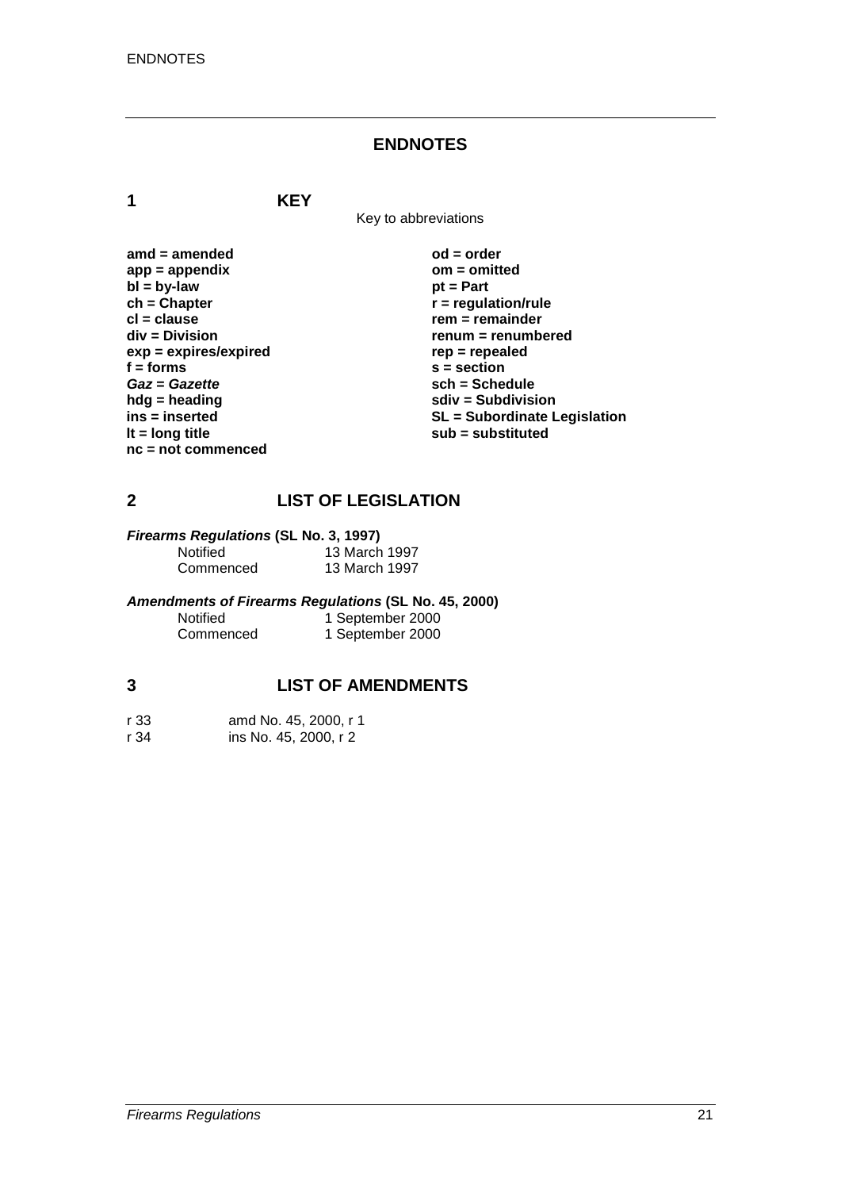## ENDNOTES

### 1 KEY

Key to abbreviations

**amd = amended**
**app = appendix**
**bl = by-law**
**ch = Chapter**
**cl = clause**
**div = Division**
**exp = expires/expired**
**f = forms**
***Gaz* = *Gazette***
**hdg = heading**
**ins = inserted**
**lt = long title**
**nc = not commenced**
**od = order**
**om = omitted**
**pt = Part**
**r = regulation/rule**
**rem = remainder**
**renum = renumbered**
**rep = repealed**
**s = section**
**sch = Schedule**
**sdiv = Subdivision**
**SL = Subordinate Legislation**
**sub = substituted**

### 2 LIST OF LEGISLATION

***Firearms Regulations* (SL No. 3, 1997)**

| | |
|---|---|
| Notified | 13 March 1997 |
| Commenced | 13 March 1997 |

***Amendments of Firearms Regulations* (SL No. 45, 2000)**

| | |
|---|---|
| Notified | 1 September 2000 |
| Commenced | 1 September 2000 |

### 3 LIST OF AMENDMENTS

| | |
|---|---|
| r 33 | amd No. 45, 2000, r 1 |
| r 34 | ins No. 45, 2000, r 2 |